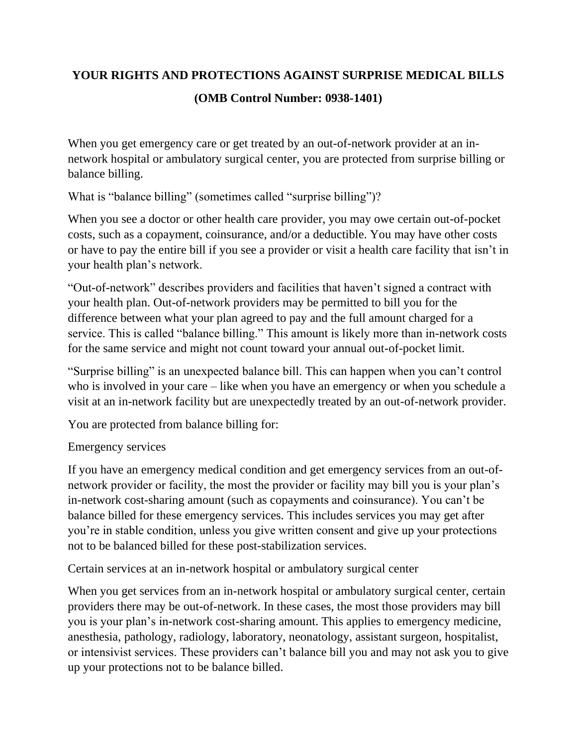# YOUR RIGHTS AND PROTECTIONS AGAINST SURPRISE MEDICAL BILLS

## (OMB Control Number: 0938-1401)

When you get emergency care or get treated by an out-of-network provider at an in-network hospital or ambulatory surgical center, you are protected from surprise billing or balance billing.

What is "balance billing" (sometimes called "surprise billing")?

When you see a doctor or other health care provider, you may owe certain out-of-pocket costs, such as a copayment, coinsurance, and/or a deductible. You may have other costs or have to pay the entire bill if you see a provider or visit a health care facility that isn't in your health plan's network.

"Out-of-network" describes providers and facilities that haven't signed a contract with your health plan. Out-of-network providers may be permitted to bill you for the difference between what your plan agreed to pay and the full amount charged for a service. This is called "balance billing." This amount is likely more than in-network costs for the same service and might not count toward your annual out-of-pocket limit.

"Surprise billing" is an unexpected balance bill. This can happen when you can't control who is involved in your care – like when you have an emergency or when you schedule a visit at an in-network facility but are unexpectedly treated by an out-of-network provider.

You are protected from balance billing for:

Emergency services

If you have an emergency medical condition and get emergency services from an out-of-network provider or facility, the most the provider or facility may bill you is your plan's in-network cost-sharing amount (such as copayments and coinsurance). You can't be balance billed for these emergency services. This includes services you may get after you're in stable condition, unless you give written consent and give up your protections not to be balanced billed for these post-stabilization services.

Certain services at an in-network hospital or ambulatory surgical center

When you get services from an in-network hospital or ambulatory surgical center, certain providers there may be out-of-network. In these cases, the most those providers may bill you is your plan's in-network cost-sharing amount. This applies to emergency medicine, anesthesia, pathology, radiology, laboratory, neonatology, assistant surgeon, hospitalist, or intensivist services. These providers can't balance bill you and may not ask you to give up your protections not to be balance billed.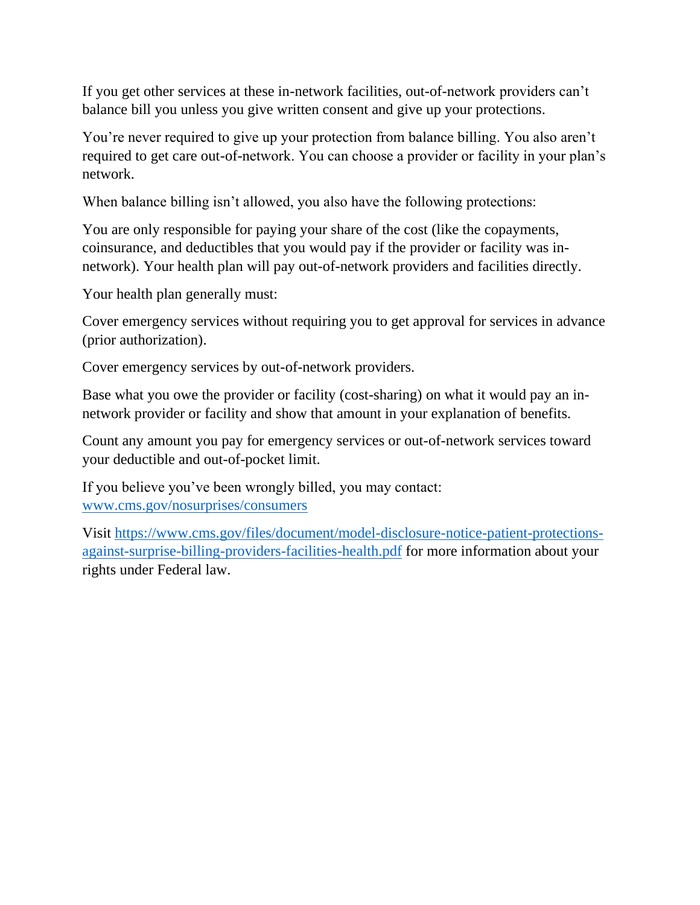If you get other services at these in-network facilities, out-of-network providers can't balance bill you unless you give written consent and give up your protections.

You're never required to give up your protection from balance billing. You also aren't required to get care out-of-network. You can choose a provider or facility in your plan's network.

When balance billing isn't allowed, you also have the following protections:

You are only responsible for paying your share of the cost (like the copayments, coinsurance, and deductibles that you would pay if the provider or facility was in-network). Your health plan will pay out-of-network providers and facilities directly.

Your health plan generally must:

Cover emergency services without requiring you to get approval for services in advance (prior authorization).

Cover emergency services by out-of-network providers.

Base what you owe the provider or facility (cost-sharing) on what it would pay an in-network provider or facility and show that amount in your explanation of benefits.

Count any amount you pay for emergency services or out-of-network services toward your deductible and out-of-pocket limit.

If you believe you've been wrongly billed, you may contact: [www.cms.gov/nosurprises/consumers](http://www.cms.gov/nosurprises/consumers)

Visit [https://www.cms.gov/files/document/model-disclosure-notice-patient-protections-against-surprise-billing-providers-facilities-health.pdf](https://www.cms.gov/files/document/model-disclosure-notice-patient-protections-against-surprise-billing-providers-facilities-health.pdf) for more information about your rights under Federal law.